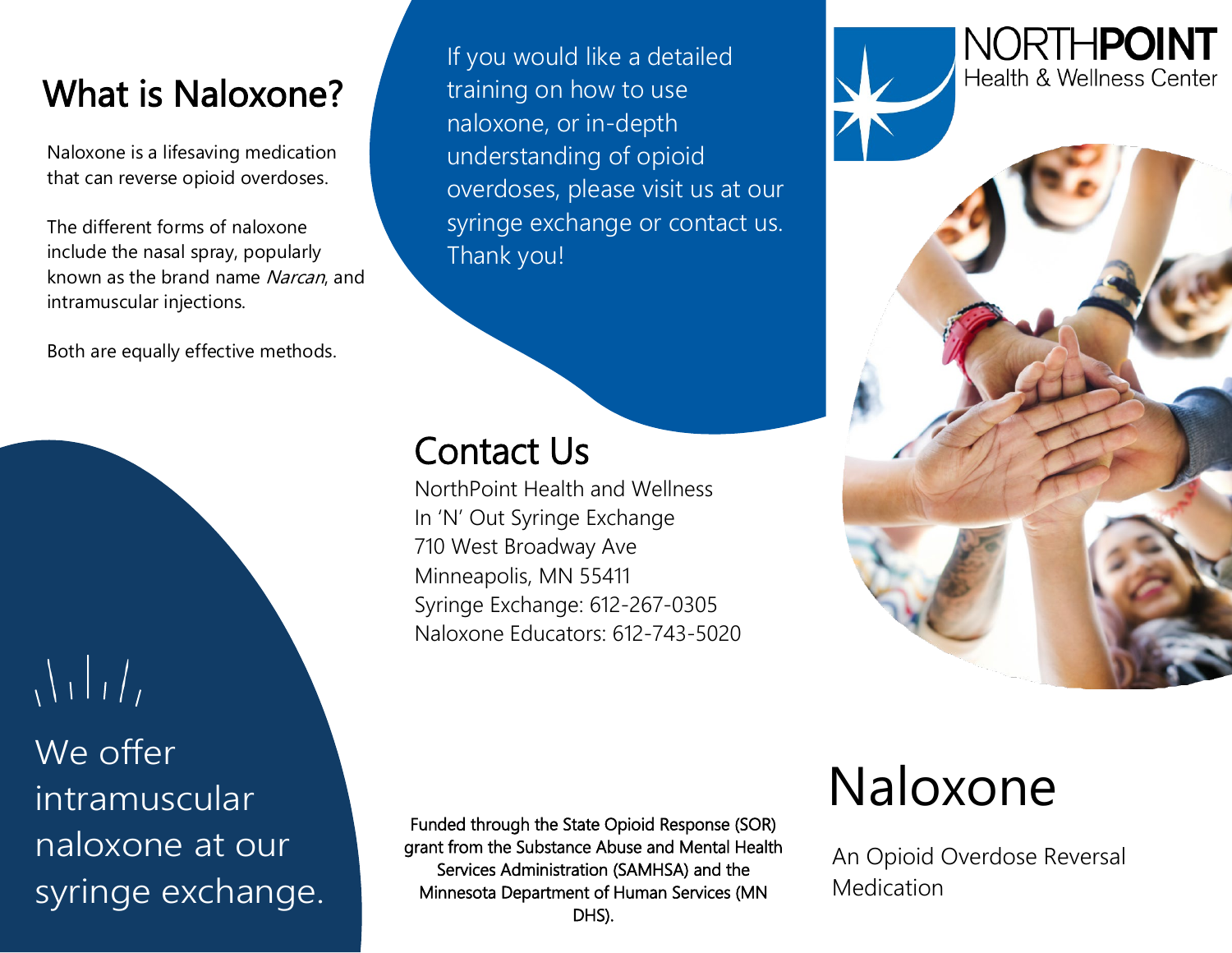# What is Naloxone?

Naloxone is a lifesaving medication that can reverse opioid overdoses.

The different forms of naloxone include the nasal spray, popularly known as the brand name *Narcan*, and intramuscular injections.

Both are equally effective methods.

We offer intramuscular naloxone at our syringe exchange.

If you would like a detailed training on how to use naloxone, or in-depth understanding of opioid overdoses, please visit us at our syringe exchange or contact us. Thank you!

## Contact Us

NorthPoint Health and Wellness
In 'N' Out Syringe Exchange
710 West Broadway Ave
Minneapolis, MN 55411
Syringe Exchange: 612-267-0305
Naloxone Educators: 612-743-5020

Funded through the State Opioid Response (SOR) grant from the Substance Abuse and Mental Health Services Administration (SAMHSA) and the Minnesota Department of Human Services (MN DHS).

NORTHPOINT Health & Wellness Center

# Naloxone

An Opioid Overdose Reversal Medication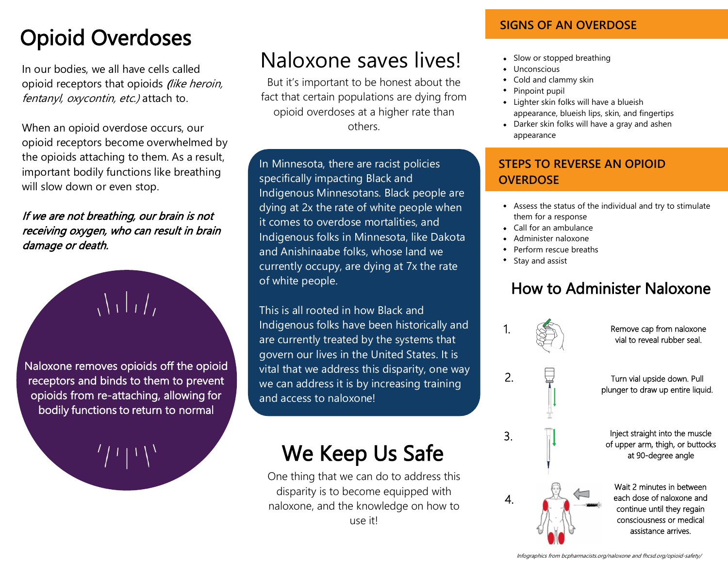# Opioid Overdoses

In our bodies, we all have cells called opioid receptors that opioids *(like heroin, fentanyl, oxycontin, etc.)* attach to.

When an opioid overdose occurs, our opioid receptors become overwhelmed by the opioids attaching to them. As a result, important bodily functions like breathing will slow down or even stop.

***If we are not breathing, our brain is not receiving oxygen, who can result in brain damage or death.***

Naloxone removes opioids off the opioid receptors and binds to them to prevent opioids from re-attaching, allowing for bodily functions to return to normal

# Naloxone saves lives!

But it's important to be honest about the fact that certain populations are dying from opioid overdoses at a higher rate than others.

In Minnesota, there are racist policies specifically impacting Black and Indigenous Minnesotans. Black people are dying at 2x the rate of white people when it comes to overdose mortalities, and Indigenous folks in Minnesota, like Dakota and Anishinaabe folks, whose land we currently occupy, are dying at 7x the rate of white people.

This is all rooted in how Black and Indigenous folks have been historically and are currently treated by the systems that govern our lives in the United States. It is vital that we address this disparity, one way we can address it is by increasing training and access to naloxone!

# We Keep Us Safe

One thing that we can do to address this disparity is to become equipped with naloxone, and the knowledge on how to use it!

## SIGNS OF AN OVERDOSE

- Slow or stopped breathing
- Unconscious
- Cold and clammy skin
- Pinpoint pupil
- Lighter skin folks will have a blueish appearance, blueish lips, skin, and fingertips
- Darker skin folks will have a gray and ashen appearance

## STEPS TO REVERSE AN OPIOID OVERDOSE

- Assess the status of the individual and try to stimulate them for a response
- Call for an ambulance
- Administer naloxone
- Perform rescue breaths
- Stay and assist

## How to Administer Naloxone

1. Remove cap from naloxone vial to reveal rubber seal.
2. Turn vial upside down. Pull plunger to draw up entire liquid.
3. Inject straight into the muscle of upper arm, thigh, or buttocks at 90-degree angle
4. Wait 2 minutes in between each dose of naloxone and continue until they regain consciousness or medical assistance arrives.

*Infographics from bcpharmacists.org/naloxone and fhcsd.org/opioid-safety/*